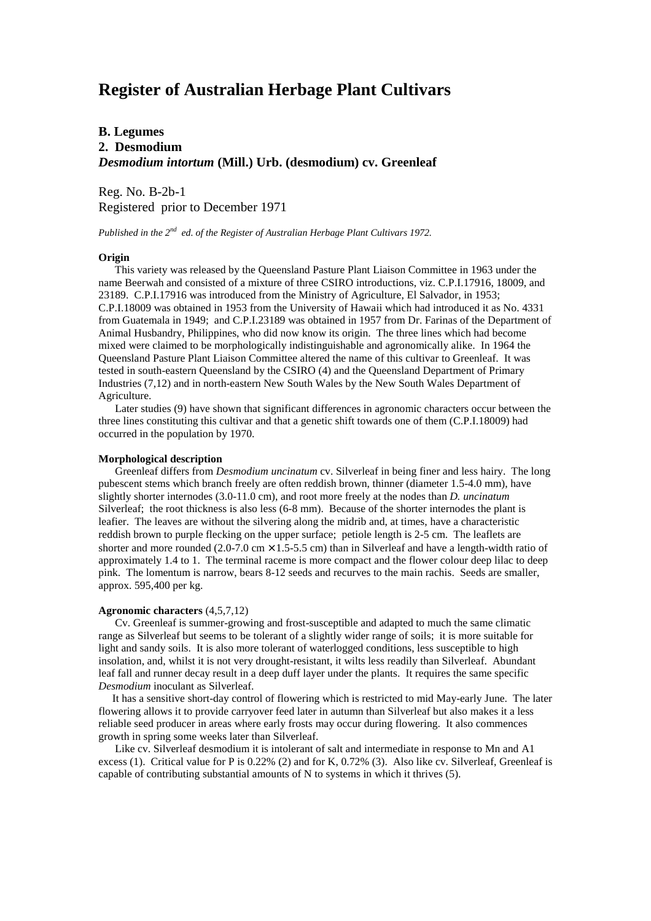# Register of Australian Herbage Plant Cultivars

## B. Legumes

## 2. Desmodium

## *Desmodium intortum* (Mill.) Urb. (desmodium) cv. Greenleaf

Reg. No. B-2b-1
Registered prior to December 1971

*Published in the 2nd ed. of the Register of Australian Herbage Plant Cultivars 1972.*

**Origin**

This variety was released by the Queensland Pasture Plant Liaison Committee in 1963 under the name Beerwah and consisted of a mixture of three CSIRO introductions, viz. C.P.I.17916, 18009, and 23189. C.P.I.17916 was introduced from the Ministry of Agriculture, El Salvador, in 1953; C.P.I.18009 was obtained in 1953 from the University of Hawaii which had introduced it as No. 4331 from Guatemala in 1949; and C.P.I.23189 was obtained in 1957 from Dr. Farinas of the Department of Animal Husbandry, Philippines, who did now know its origin. The three lines which had become mixed were claimed to be morphologically indistinguishable and agronomically alike. In 1964 the Queensland Pasture Plant Liaison Committee altered the name of this cultivar to Greenleaf. It was tested in south-eastern Queensland by the CSIRO (4) and the Queensland Department of Primary Industries (7,12) and in north-eastern New South Wales by the New South Wales Department of Agriculture.

Later studies (9) have shown that significant differences in agronomic characters occur between the three lines constituting this cultivar and that a genetic shift towards one of them (C.P.I.18009) had occurred in the population by 1970.

**Morphological description**

Greenleaf differs from *Desmodium uncinatum* cv. Silverleaf in being finer and less hairy. The long pubescent stems which branch freely are often reddish brown, thinner (diameter 1.5-4.0 mm), have slightly shorter internodes (3.0-11.0 cm), and root more freely at the nodes than *D. uncinatum* Silverleaf; the root thickness is also less (6-8 mm). Because of the shorter internodes the plant is leafier. The leaves are without the silvering along the midrib and, at times, have a characteristic reddish brown to purple flecking on the upper surface; petiole length is 2-5 cm. The leaflets are shorter and more rounded (2.0-7.0 cm × 1.5-5.5 cm) than in Silverleaf and have a length-width ratio of approximately 1.4 to 1. The terminal raceme is more compact and the flower colour deep lilac to deep pink. The lomentum is narrow, bears 8-12 seeds and recurves to the main rachis. Seeds are smaller, approx. 595,400 per kg.

**Agronomic characters** (4,5,7,12)

Cv. Greenleaf is summer-growing and frost-susceptible and adapted to much the same climatic range as Silverleaf but seems to be tolerant of a slightly wider range of soils; it is more suitable for light and sandy soils. It is also more tolerant of waterlogged conditions, less susceptible to high insolation, and, whilst it is not very drought-resistant, it wilts less readily than Silverleaf. Abundant leaf fall and runner decay result in a deep duff layer under the plants. It requires the same specific *Desmodium* inoculant as Silverleaf.

It has a sensitive short-day control of flowering which is restricted to mid May-early June. The later flowering allows it to provide carryover feed later in autumn than Silverleaf but also makes it a less reliable seed producer in areas where early frosts may occur during flowering. It also commences growth in spring some weeks later than Silverleaf.

Like cv. Silverleaf desmodium it is intolerant of salt and intermediate in response to Mn and A1 excess (1). Critical value for P is 0.22% (2) and for K, 0.72% (3). Also like cv. Silverleaf, Greenleaf is capable of contributing substantial amounts of N to systems in which it thrives (5).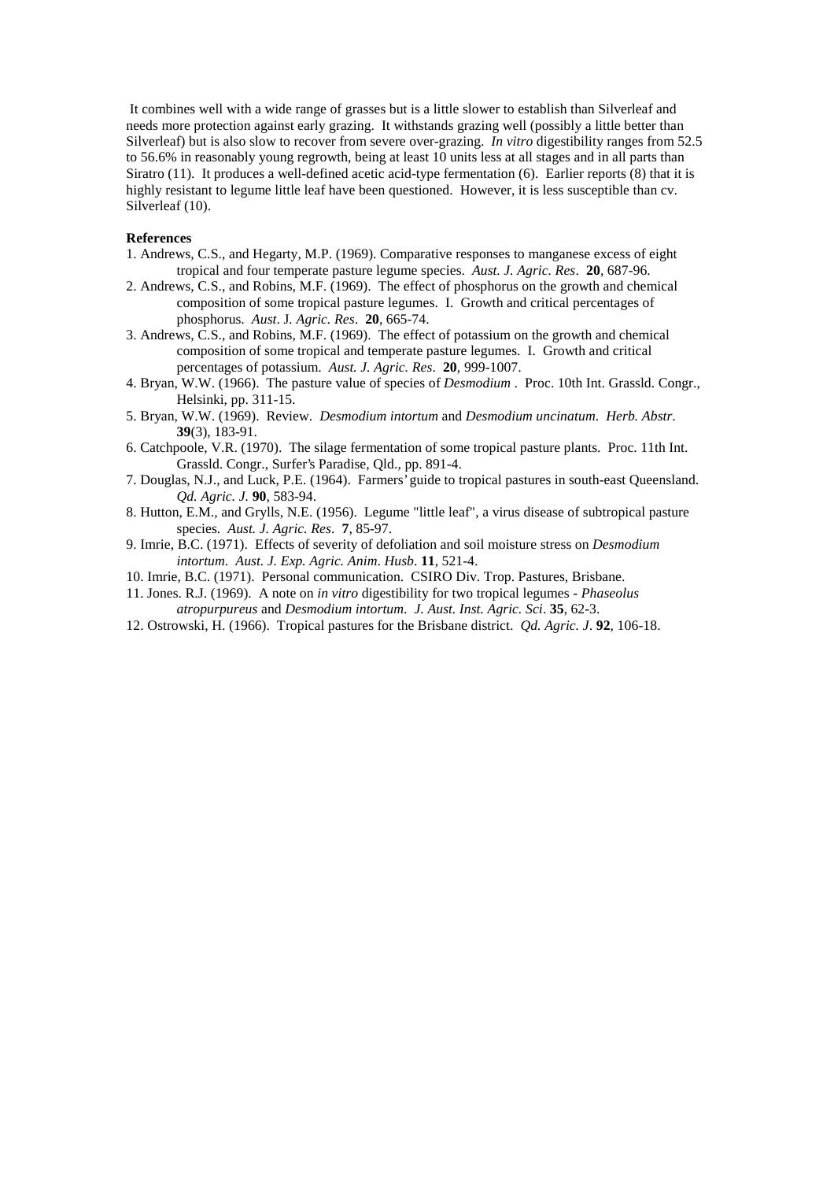It combines well with a wide range of grasses but is a little slower to establish than Silverleaf and needs more protection against early grazing. It withstands grazing well (possibly a little better than Silverleaf) but is also slow to recover from severe over-grazing. *In vitro* digestibility ranges from 52.5 to 56.6% in reasonably young regrowth, being at least 10 units less at all stages and in all parts than Siratro (11). It produces a well-defined acetic acid-type fermentation (6). Earlier reports (8) that it is highly resistant to legume little leaf have been questioned. However, it is less susceptible than cv. Silverleaf (10).

**References**

1. Andrews, C.S., and Hegarty, M.P. (1969). Comparative responses to manganese excess of eight tropical and four temperate pasture legume species. *Aust. J. Agric. Res*. **20**, 687-96.
2. Andrews, C.S., and Robins, M.F. (1969). The effect of phosphorus on the growth and chemical composition of some tropical pasture legumes. I. Growth and critical percentages of phosphorus. *Aust*. J. *Agric. Res*. **20**, 665-74.
3. Andrews, C.S., and Robins, M.F. (1969). The effect of potassium on the growth and chemical composition of some tropical and temperate pasture legumes. I. Growth and critical percentages of potassium. *Aust. J. Agric. Res*. **20**, 999-1007.
4. Bryan, W.W. (1966). The pasture value of species of *Desmodium* . Proc. 10th Int. Grassld. Congr., Helsinki, pp. 311-15.
5. Bryan, W.W. (1969). Review. *Desmodium intortum* and *Desmodium uncinatum*. *Herb. Abstr*. **39**(3), 183-91.
6. Catchpoole, V.R. (1970). The silage fermentation of some tropical pasture plants. Proc. 11th Int. Grassld. Congr., Surfer's Paradise, Qld., pp. 891-4.
7. Douglas, N.J., and Luck, P.E. (1964). Farmers' guide to tropical pastures in south-east Queensland. *Qd. Agric. J.* **90**, 583-94.
8. Hutton, E.M., and Grylls, N.E. (1956). Legume "little leaf", a virus disease of subtropical pasture species. *Aust. J. Agric. Res*. **7**, 85-97.
9. Imrie, B.C. (1971). Effects of severity of defoliation and soil moisture stress on *Desmodium intortum*. *Aust. J. Exp. Agric. Anim. Husb*. **11**, 521-4.
10. Imrie, B.C. (1971). Personal communication. CSIRO Div. Trop. Pastures, Brisbane.
11. Jones. R.J. (1969). A note on *in vitro* digestibility for two tropical legumes - *Phaseolus atropurpureus* and *Desmodium intortum*. *J. Aust. Inst. Agric. Sci*. **35**, 62-3.
12. Ostrowski, H. (1966). Tropical pastures for the Brisbane district. *Qd. Agric. J*. **92**, 106-18.